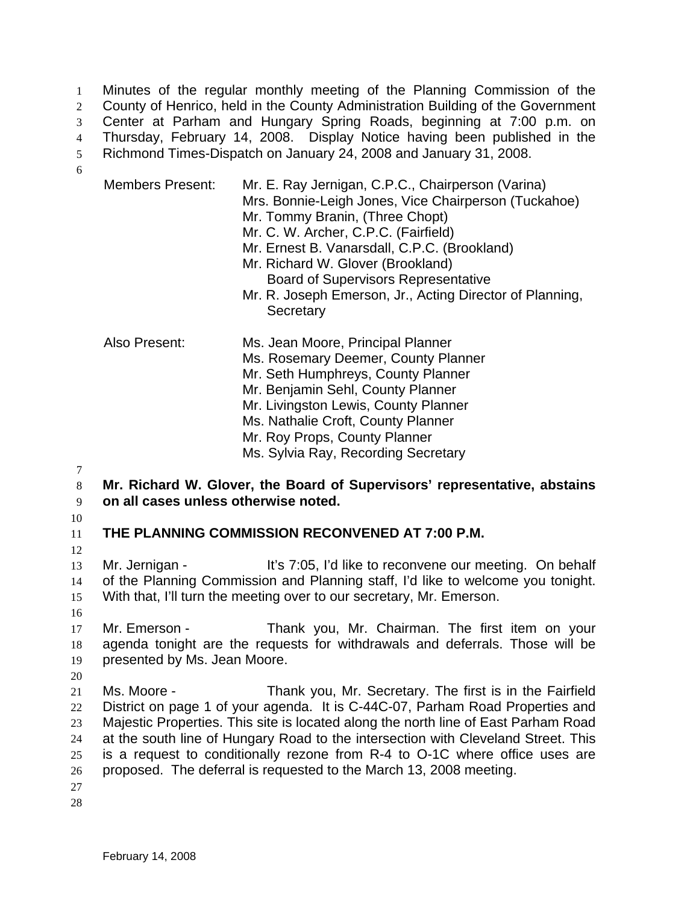Minutes of the regular monthly meeting of the Planning Commission of the County of Henrico, held in the County Administration Building of the Government Center at Parham and Hungary Spring Roads, beginning at 7:00 p.m. on Thursday, February 14, 2008. Display Notice having been published in the Richmond Times-Dispatch on January 24, 2008 and January 31, 2008.

Members Present:
- Mr. E. Ray Jernigan, C.P.C., Chairperson (Varina)
- Mrs. Bonnie-Leigh Jones, Vice Chairperson (Tuckahoe)
- Mr. Tommy Branin, (Three Chopt)
- Mr. C. W. Archer, C.P.C. (Fairfield)
- Mr. Ernest B. Vanarsdall, C.P.C. (Brookland)
- Mr. Richard W. Glover (Brookland) Board of Supervisors Representative
- Mr. R. Joseph Emerson, Jr., Acting Director of Planning, Secretary

Also Present:
- Ms. Jean Moore, Principal Planner
- Ms. Rosemary Deemer, County Planner
- Mr. Seth Humphreys, County Planner
- Mr. Benjamin Sehl, County Planner
- Mr. Livingston Lewis, County Planner
- Ms. Nathalie Croft, County Planner
- Mr. Roy Props, County Planner
- Ms. Sylvia Ray, Recording Secretary

**Mr. Richard W. Glover, the Board of Supervisors' representative, abstains on all cases unless otherwise noted.**

**THE PLANNING COMMISSION RECONVENED AT 7:00 P.M.**

Mr. Jernigan - It's 7:05, I'd like to reconvene our meeting. On behalf of the Planning Commission and Planning staff, I'd like to welcome you tonight. With that, I'll turn the meeting over to our secretary, Mr. Emerson.

Mr. Emerson - Thank you, Mr. Chairman. The first item on your agenda tonight are the requests for withdrawals and deferrals. Those will be presented by Ms. Jean Moore.

Ms. Moore - Thank you, Mr. Secretary. The first is in the Fairfield District on page 1 of your agenda. It is C-44C-07, Parham Road Properties and Majestic Properties. This site is located along the north line of East Parham Road at the south line of Hungary Road to the intersection with Cleveland Street. This is a request to conditionally rezone from R-4 to O-1C where office uses are proposed. The deferral is requested to the March 13, 2008 meeting.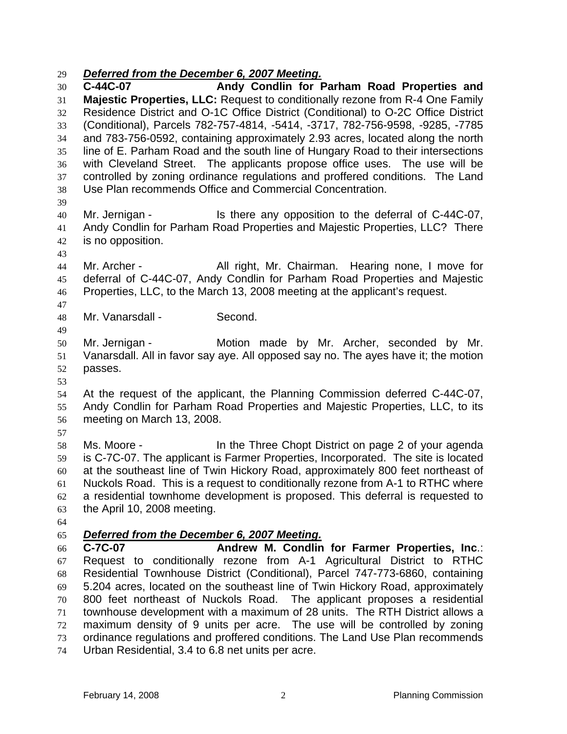***Deferred from the December 6, 2007 Meeting.***

**C-44C-07 Andy Condlin for Parham Road Properties and Majestic Properties, LLC:** Request to conditionally rezone from R-4 One Family Residence District and O-1C Office District (Conditional) to O-2C Office District (Conditional), Parcels 782-757-4814, -5414, -3717, 782-756-9598, -9285, -7785 and 783-756-0592, containing approximately 2.93 acres, located along the north line of E. Parham Road and the south line of Hungary Road to their intersections with Cleveland Street. The applicants propose office uses. The use will be controlled by zoning ordinance regulations and proffered conditions. The Land Use Plan recommends Office and Commercial Concentration.

Mr. Jernigan - Is there any opposition to the deferral of C-44C-07, Andy Condlin for Parham Road Properties and Majestic Properties, LLC? There is no opposition.

Mr. Archer - All right, Mr. Chairman. Hearing none, I move for deferral of C-44C-07, Andy Condlin for Parham Road Properties and Majestic Properties, LLC, to the March 13, 2008 meeting at the applicant's request.

Mr. Vanarsdall - Second.

Mr. Jernigan - Motion made by Mr. Archer, seconded by Mr. Vanarsdall. All in favor say aye. All opposed say no. The ayes have it; the motion passes.

At the request of the applicant, the Planning Commission deferred C-44C-07, Andy Condlin for Parham Road Properties and Majestic Properties, LLC, to its meeting on March 13, 2008.

Ms. Moore - In the Three Chopt District on page 2 of your agenda is C-7C-07. The applicant is Farmer Properties, Incorporated. The site is located at the southeast line of Twin Hickory Road, approximately 800 feet northeast of Nuckols Road. This is a request to conditionally rezone from A-1 to RTHC where a residential townhome development is proposed. This deferral is requested to the April 10, 2008 meeting.

***Deferred from the December 6, 2007 Meeting.***

**C-7C-07 Andrew M. Condlin for Farmer Properties, Inc.**: Request to conditionally rezone from A-1 Agricultural District to RTHC Residential Townhouse District (Conditional), Parcel 747-773-6860, containing 5.204 acres, located on the southeast line of Twin Hickory Road, approximately 800 feet northeast of Nuckols Road. The applicant proposes a residential townhouse development with a maximum of 28 units. The RTH District allows a maximum density of 9 units per acre. The use will be controlled by zoning ordinance regulations and proffered conditions. The Land Use Plan recommends Urban Residential, 3.4 to 6.8 net units per acre.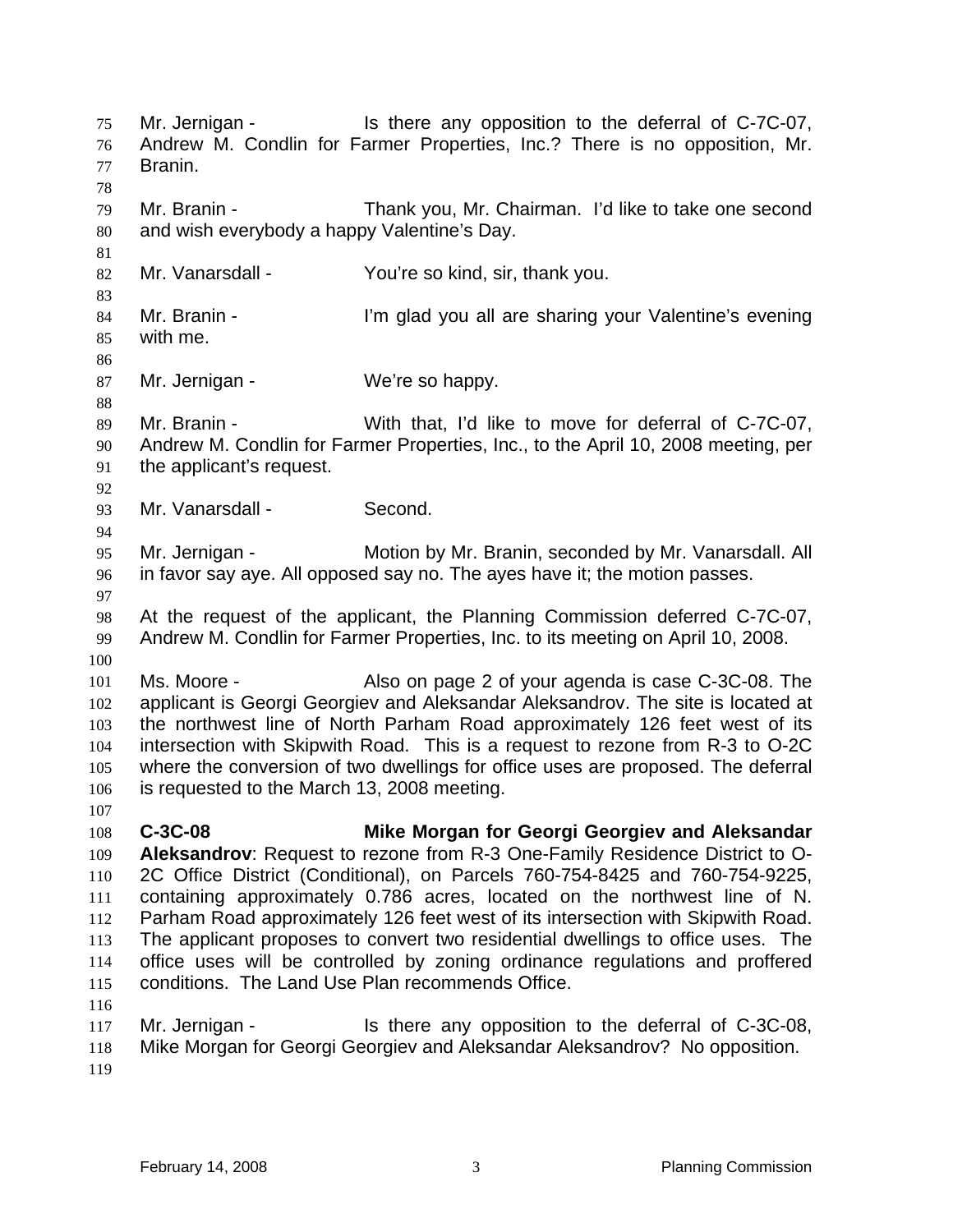Mr. Jernigan - Is there any opposition to the deferral of C-7C-07, Andrew M. Condlin for Farmer Properties, Inc.? There is no opposition, Mr. Branin.

Mr. Branin - Thank you, Mr. Chairman. I'd like to take one second and wish everybody a happy Valentine's Day.

Mr. Vanarsdall - You're so kind, sir, thank you.

Mr. Branin - I'm glad you all are sharing your Valentine's evening with me.

Mr. Jernigan - We're so happy.

Mr. Branin - With that, I'd like to move for deferral of C-7C-07, Andrew M. Condlin for Farmer Properties, Inc., to the April 10, 2008 meeting, per the applicant's request.

Mr. Vanarsdall - Second.

Mr. Jernigan - Motion by Mr. Branin, seconded by Mr. Vanarsdall. All in favor say aye. All opposed say no. The ayes have it; the motion passes.

At the request of the applicant, the Planning Commission deferred C-7C-07, Andrew M. Condlin for Farmer Properties, Inc. to its meeting on April 10, 2008.

Ms. Moore - Also on page 2 of your agenda is case C-3C-08. The applicant is Georgi Georgiev and Aleksandar Aleksandrov. The site is located at the northwest line of North Parham Road approximately 126 feet west of its intersection with Skipwith Road. This is a request to rezone from R-3 to O-2C where the conversion of two dwellings for office uses are proposed. The deferral is requested to the March 13, 2008 meeting.

**C-3C-08 Mike Morgan for Georgi Georgiev and Aleksandar Aleksandrov**: Request to rezone from R-3 One-Family Residence District to O-2C Office District (Conditional), on Parcels 760-754-8425 and 760-754-9225, containing approximately 0.786 acres, located on the northwest line of N. Parham Road approximately 126 feet west of its intersection with Skipwith Road. The applicant proposes to convert two residential dwellings to office uses. The office uses will be controlled by zoning ordinance regulations and proffered conditions. The Land Use Plan recommends Office.

Mr. Jernigan - Is there any opposition to the deferral of C-3C-08, Mike Morgan for Georgi Georgiev and Aleksandar Aleksandrov? No opposition.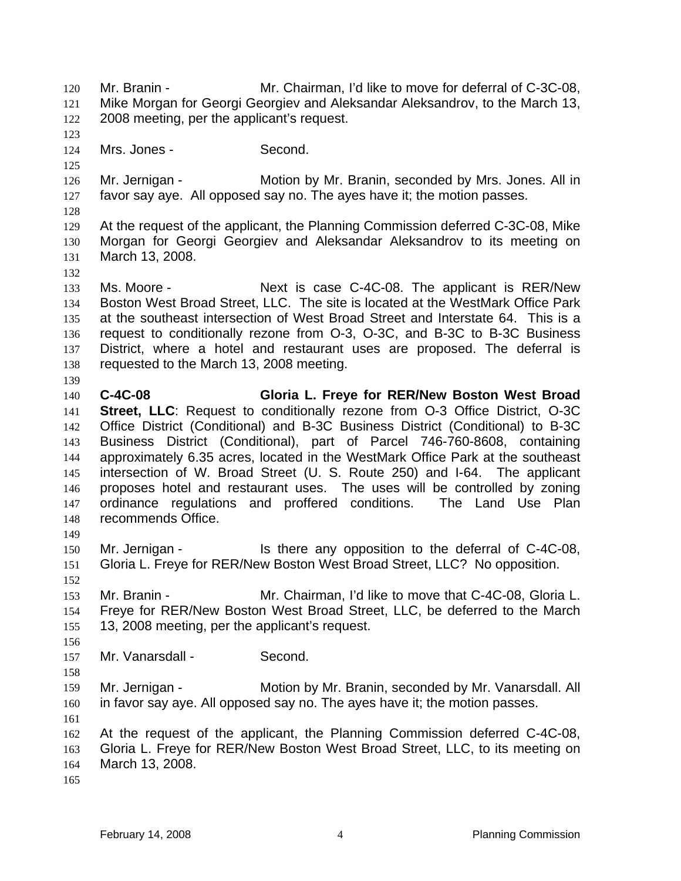Mr. Branin - Mr. Chairman, I'd like to move for deferral of C-3C-08, Mike Morgan for Georgi Georgiev and Aleksandar Aleksandrov, to the March 13, 2008 meeting, per the applicant's request.

Mrs. Jones - Second.

Mr. Jernigan - Motion by Mr. Branin, seconded by Mrs. Jones. All in favor say aye. All opposed say no. The ayes have it; the motion passes.

At the request of the applicant, the Planning Commission deferred C-3C-08, Mike Morgan for Georgi Georgiev and Aleksandar Aleksandrov to its meeting on March 13, 2008.

Ms. Moore - Next is case C-4C-08. The applicant is RER/New Boston West Broad Street, LLC. The site is located at the WestMark Office Park at the southeast intersection of West Broad Street and Interstate 64. This is a request to conditionally rezone from O-3, O-3C, and B-3C to B-3C Business District, where a hotel and restaurant uses are proposed. The deferral is requested to the March 13, 2008 meeting.

**C-4C-08 Gloria L. Freye for RER/New Boston West Broad Street, LLC**: Request to conditionally rezone from O-3 Office District, O-3C Office District (Conditional) and B-3C Business District (Conditional) to B-3C Business District (Conditional), part of Parcel 746-760-8608, containing approximately 6.35 acres, located in the WestMark Office Park at the southeast intersection of W. Broad Street (U. S. Route 250) and I-64. The applicant proposes hotel and restaurant uses. The uses will be controlled by zoning ordinance regulations and proffered conditions. The Land Use Plan recommends Office.

Mr. Jernigan - Is there any opposition to the deferral of C-4C-08, Gloria L. Freye for RER/New Boston West Broad Street, LLC? No opposition.

Mr. Branin - Mr. Chairman, I'd like to move that C-4C-08, Gloria L. Freye for RER/New Boston West Broad Street, LLC, be deferred to the March 13, 2008 meeting, per the applicant's request.

Mr. Vanarsdall - Second.

Mr. Jernigan - Motion by Mr. Branin, seconded by Mr. Vanarsdall. All in favor say aye. All opposed say no. The ayes have it; the motion passes.

At the request of the applicant, the Planning Commission deferred C-4C-08, Gloria L. Freye for RER/New Boston West Broad Street, LLC, to its meeting on March 13, 2008.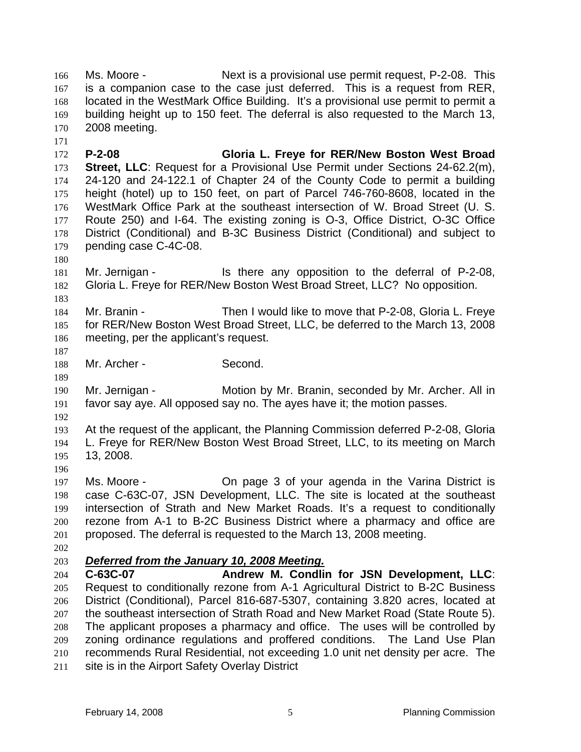Ms. Moore - Next is a provisional use permit request, P-2-08. This is a companion case to the case just deferred. This is a request from RER, located in the WestMark Office Building. It's a provisional use permit to permit a building height up to 150 feet. The deferral is also requested to the March 13, 2008 meeting.

**P-2-08 Gloria L. Freye for RER/New Boston West Broad Street, LLC**: Request for a Provisional Use Permit under Sections 24-62.2(m), 24-120 and 24-122.1 of Chapter 24 of the County Code to permit a building height (hotel) up to 150 feet, on part of Parcel 746-760-8608, located in the WestMark Office Park at the southeast intersection of W. Broad Street (U. S. Route 250) and I-64. The existing zoning is O-3, Office District, O-3C Office District (Conditional) and B-3C Business District (Conditional) and subject to pending case C-4C-08.

Mr. Jernigan - Is there any opposition to the deferral of P-2-08, Gloria L. Freye for RER/New Boston West Broad Street, LLC? No opposition.

Mr. Branin - Then I would like to move that P-2-08, Gloria L. Freye for RER/New Boston West Broad Street, LLC, be deferred to the March 13, 2008 meeting, per the applicant's request.

Mr. Archer - Second.

Mr. Jernigan - Motion by Mr. Branin, seconded by Mr. Archer. All in favor say aye. All opposed say no. The ayes have it; the motion passes.

At the request of the applicant, the Planning Commission deferred P-2-08, Gloria L. Freye for RER/New Boston West Broad Street, LLC, to its meeting on March 13, 2008.

Ms. Moore - On page 3 of your agenda in the Varina District is case C-63C-07, JSN Development, LLC. The site is located at the southeast intersection of Strath and New Market Roads. It's a request to conditionally rezone from A-1 to B-2C Business District where a pharmacy and office are proposed. The deferral is requested to the March 13, 2008 meeting.

***Deferred from the January 10, 2008 Meeting.***

**C-63C-07 Andrew M. Condlin for JSN Development, LLC**: Request to conditionally rezone from A-1 Agricultural District to B-2C Business District (Conditional), Parcel 816-687-5307, containing 3.820 acres, located at the southeast intersection of Strath Road and New Market Road (State Route 5). The applicant proposes a pharmacy and office. The uses will be controlled by zoning ordinance regulations and proffered conditions. The Land Use Plan recommends Rural Residential, not exceeding 1.0 unit net density per acre. The site is in the Airport Safety Overlay District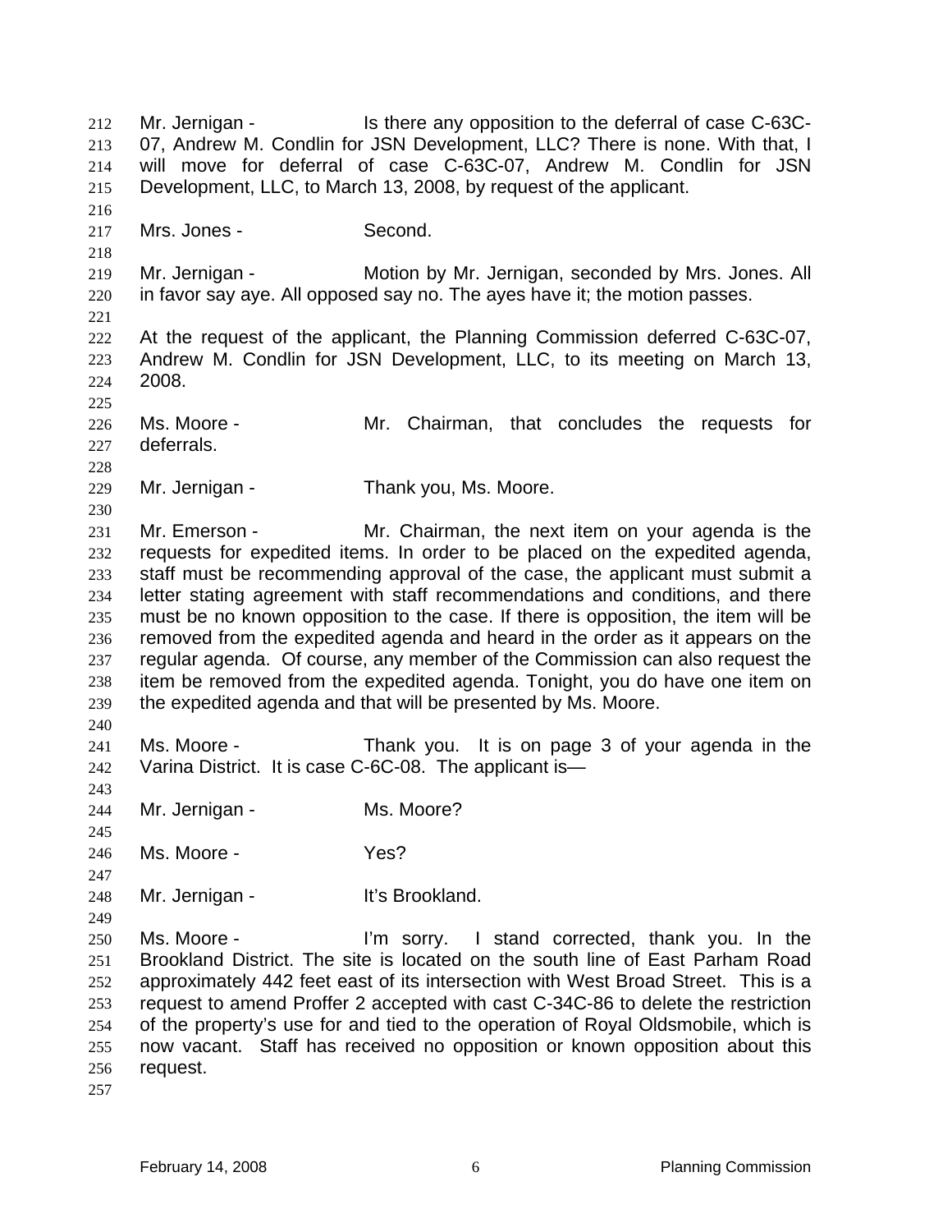Mr. Jernigan - Is there any opposition to the deferral of case C-63C-07, Andrew M. Condlin for JSN Development, LLC? There is none. With that, I will move for deferral of case C-63C-07, Andrew M. Condlin for JSN Development, LLC, to March 13, 2008, by request of the applicant.

Mrs. Jones - Second.

Mr. Jernigan - Motion by Mr. Jernigan, seconded by Mrs. Jones. All in favor say aye. All opposed say no. The ayes have it; the motion passes.

At the request of the applicant, the Planning Commission deferred C-63C-07, Andrew M. Condlin for JSN Development, LLC, to its meeting on March 13, 2008.

Ms. Moore - Mr. Chairman, that concludes the requests for deferrals.

Mr. Jernigan - Thank you, Ms. Moore.

Mr. Emerson - Mr. Chairman, the next item on your agenda is the requests for expedited items. In order to be placed on the expedited agenda, staff must be recommending approval of the case, the applicant must submit a letter stating agreement with staff recommendations and conditions, and there must be no known opposition to the case. If there is opposition, the item will be removed from the expedited agenda and heard in the order as it appears on the regular agenda. Of course, any member of the Commission can also request the item be removed from the expedited agenda. Tonight, you do have one item on the expedited agenda and that will be presented by Ms. Moore.

Ms. Moore - Thank you. It is on page 3 of your agenda in the Varina District. It is case C-6C-08. The applicant is—

Mr. Jernigan - Ms. Moore?

Ms. Moore - Yes?

Mr. Jernigan - It's Brookland.

Ms. Moore - I'm sorry. I stand corrected, thank you. In the Brookland District. The site is located on the south line of East Parham Road approximately 442 feet east of its intersection with West Broad Street. This is a request to amend Proffer 2 accepted with cast C-34C-86 to delete the restriction of the property's use for and tied to the operation of Royal Oldsmobile, which is now vacant. Staff has received no opposition or known opposition about this request.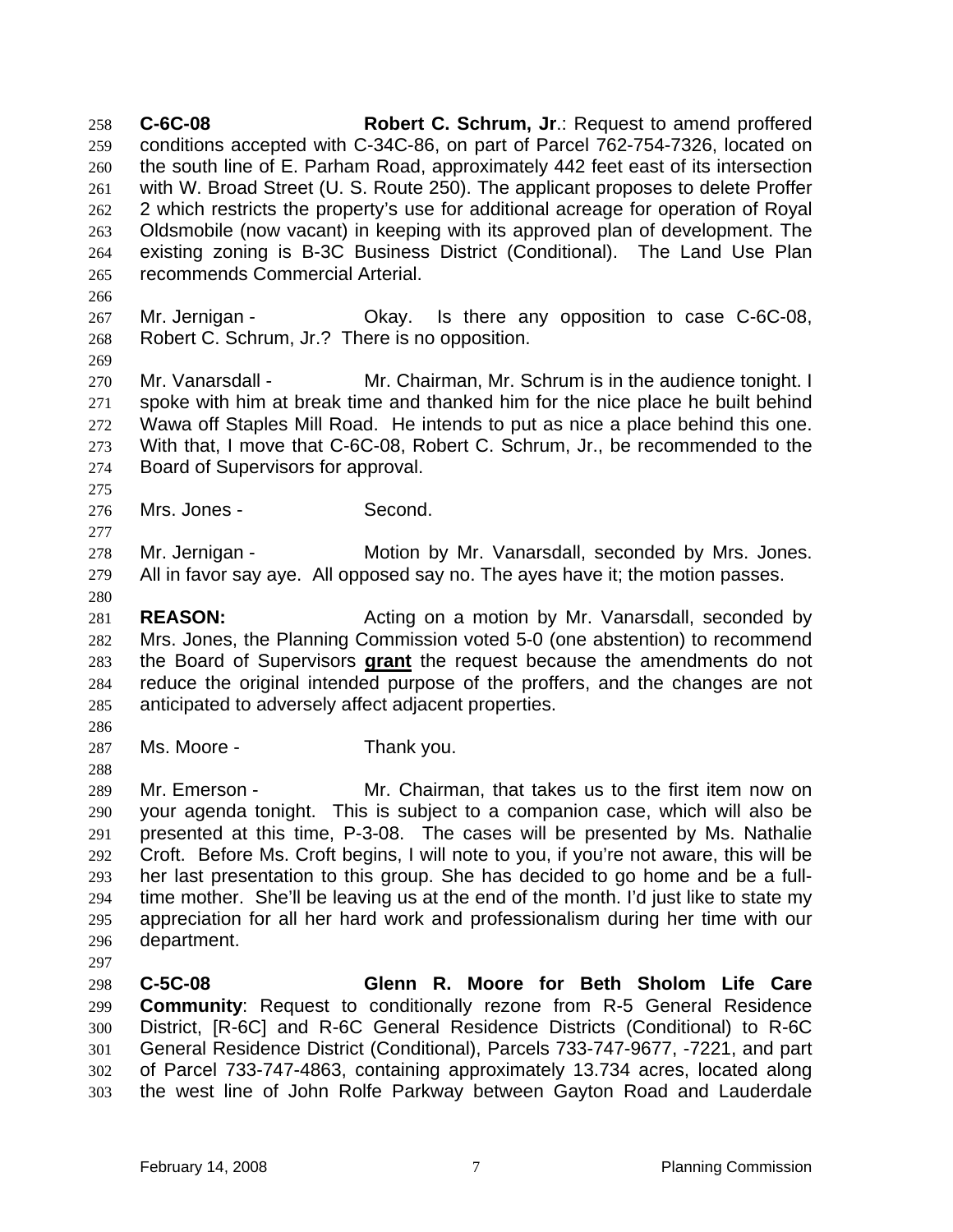**C-6C-08** **Robert C. Schrum, Jr**.: Request to amend proffered conditions accepted with C-34C-86, on part of Parcel 762-754-7326, located on the south line of E. Parham Road, approximately 442 feet east of its intersection with W. Broad Street (U. S. Route 250). The applicant proposes to delete Proffer 2 which restricts the property's use for additional acreage for operation of Royal Oldsmobile (now vacant) in keeping with its approved plan of development. The existing zoning is B-3C Business District (Conditional). The Land Use Plan recommends Commercial Arterial.

Mr. Jernigan - Okay. Is there any opposition to case C-6C-08, Robert C. Schrum, Jr.? There is no opposition.

Mr. Vanarsdall - Mr. Chairman, Mr. Schrum is in the audience tonight. I spoke with him at break time and thanked him for the nice place he built behind Wawa off Staples Mill Road. He intends to put as nice a place behind this one. With that, I move that C-6C-08, Robert C. Schrum, Jr., be recommended to the Board of Supervisors for approval.

Mrs. Jones - Second.

Mr. Jernigan - Motion by Mr. Vanarsdall, seconded by Mrs. Jones. All in favor say aye. All opposed say no. The ayes have it; the motion passes.

**REASON:** Acting on a motion by Mr. Vanarsdall, seconded by Mrs. Jones, the Planning Commission voted 5-0 (one abstention) to recommend the Board of Supervisors **grant** the request because the amendments do not reduce the original intended purpose of the proffers, and the changes are not anticipated to adversely affect adjacent properties.

Ms. Moore - Thank you.

Mr. Emerson - Mr. Chairman, that takes us to the first item now on your agenda tonight. This is subject to a companion case, which will also be presented at this time, P-3-08. The cases will be presented by Ms. Nathalie Croft. Before Ms. Croft begins, I will note to you, if you're not aware, this will be her last presentation to this group. She has decided to go home and be a full-time mother. She'll be leaving us at the end of the month. I'd just like to state my appreciation for all her hard work and professionalism during her time with our department.

**C-5C-08** **Glenn R. Moore for Beth Sholom Life Care Community**: Request to conditionally rezone from R-5 General Residence District, [R-6C] and R-6C General Residence Districts (Conditional) to R-6C General Residence District (Conditional), Parcels 733-747-9677, -7221, and part of Parcel 733-747-4863, containing approximately 13.734 acres, located along the west line of John Rolfe Parkway between Gayton Road and Lauderdale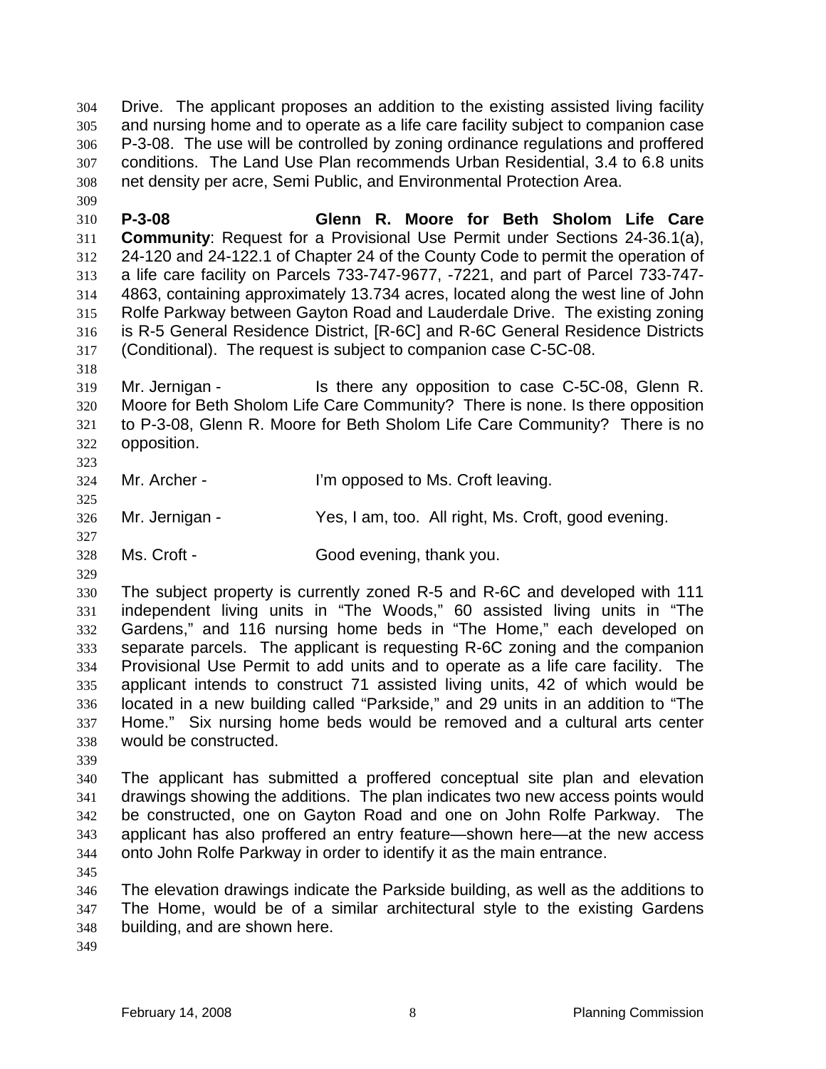Drive. The applicant proposes an addition to the existing assisted living facility and nursing home and to operate as a life care facility subject to companion case P-3-08. The use will be controlled by zoning ordinance regulations and proffered conditions. The Land Use Plan recommends Urban Residential, 3.4 to 6.8 units net density per acre, Semi Public, and Environmental Protection Area.

**P-3-08 Glenn R. Moore for Beth Sholom Life Care Community**: Request for a Provisional Use Permit under Sections 24-36.1(a), 24-120 and 24-122.1 of Chapter 24 of the County Code to permit the operation of a life care facility on Parcels 733-747-9677, -7221, and part of Parcel 733-747-4863, containing approximately 13.734 acres, located along the west line of John Rolfe Parkway between Gayton Road and Lauderdale Drive. The existing zoning is R-5 General Residence District, [R-6C] and R-6C General Residence Districts (Conditional). The request is subject to companion case C-5C-08.

Mr. Jernigan - Is there any opposition to case C-5C-08, Glenn R. Moore for Beth Sholom Life Care Community? There is none. Is there opposition to P-3-08, Glenn R. Moore for Beth Sholom Life Care Community? There is no opposition.

Mr. Archer - I'm opposed to Ms. Croft leaving.

Mr. Jernigan - Yes, I am, too. All right, Ms. Croft, good evening.

Ms. Croft - Good evening, thank you.

The subject property is currently zoned R-5 and R-6C and developed with 111 independent living units in "The Woods," 60 assisted living units in "The Gardens," and 116 nursing home beds in "The Home," each developed on separate parcels. The applicant is requesting R-6C zoning and the companion Provisional Use Permit to add units and to operate as a life care facility. The applicant intends to construct 71 assisted living units, 42 of which would be located in a new building called "Parkside," and 29 units in an addition to "The Home." Six nursing home beds would be removed and a cultural arts center would be constructed.

The applicant has submitted a proffered conceptual site plan and elevation drawings showing the additions. The plan indicates two new access points would be constructed, one on Gayton Road and one on John Rolfe Parkway. The applicant has also proffered an entry feature—shown here—at the new access onto John Rolfe Parkway in order to identify it as the main entrance.

The elevation drawings indicate the Parkside building, as well as the additions to The Home, would be of a similar architectural style to the existing Gardens building, and are shown here.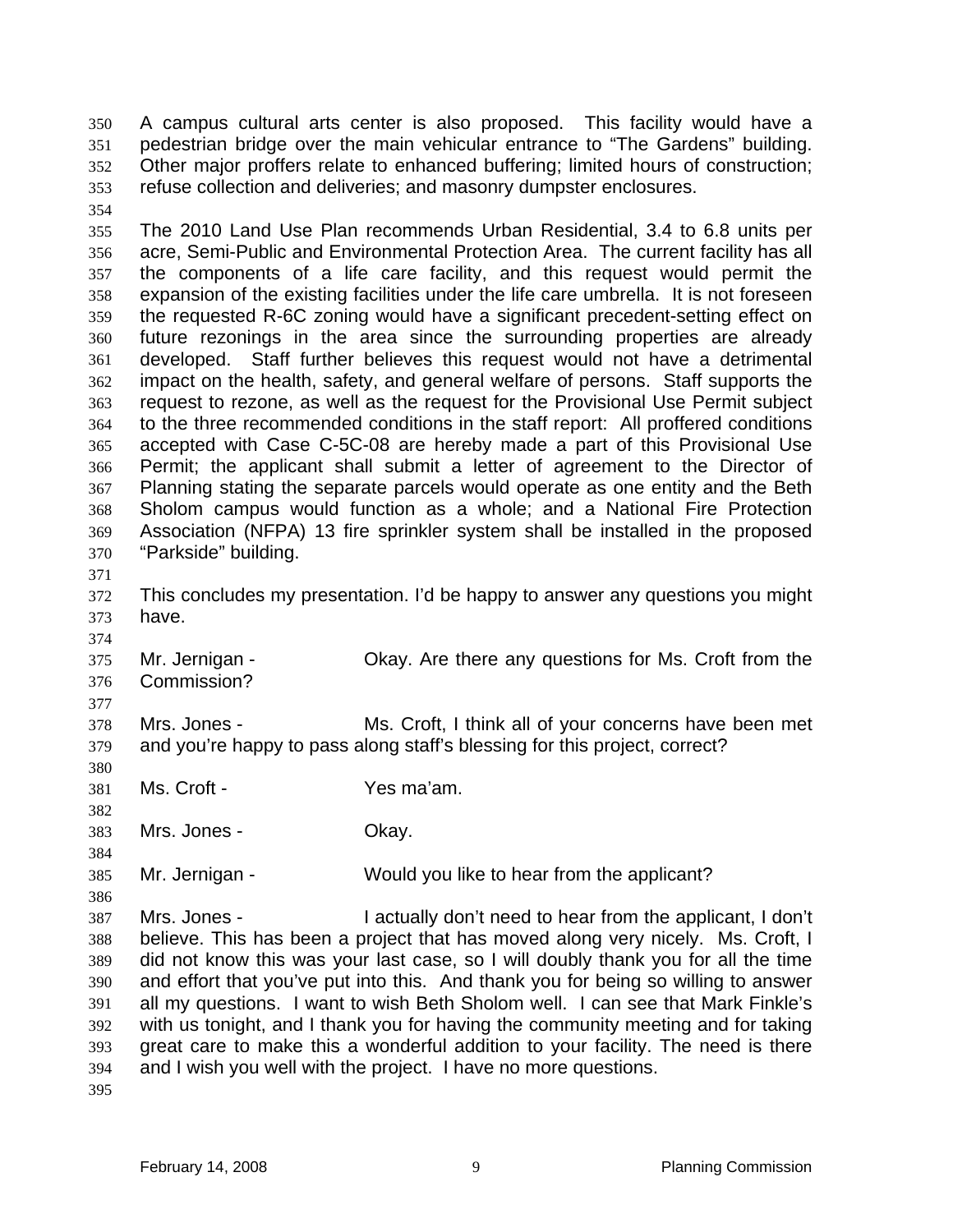A campus cultural arts center is also proposed. This facility would have a pedestrian bridge over the main vehicular entrance to "The Gardens" building. Other major proffers relate to enhanced buffering; limited hours of construction; refuse collection and deliveries; and masonry dumpster enclosures.

The 2010 Land Use Plan recommends Urban Residential, 3.4 to 6.8 units per acre, Semi-Public and Environmental Protection Area. The current facility has all the components of a life care facility, and this request would permit the expansion of the existing facilities under the life care umbrella. It is not foreseen the requested R-6C zoning would have a significant precedent-setting effect on future rezonings in the area since the surrounding properties are already developed. Staff further believes this request would not have a detrimental impact on the health, safety, and general welfare of persons. Staff supports the request to rezone, as well as the request for the Provisional Use Permit subject to the three recommended conditions in the staff report: All proffered conditions accepted with Case C-5C-08 are hereby made a part of this Provisional Use Permit; the applicant shall submit a letter of agreement to the Director of Planning stating the separate parcels would operate as one entity and the Beth Sholom campus would function as a whole; and a National Fire Protection Association (NFPA) 13 fire sprinkler system shall be installed in the proposed "Parkside" building.

This concludes my presentation. I'd be happy to answer any questions you might have.

Mr. Jernigan - Okay. Are there any questions for Ms. Croft from the Commission?

Mrs. Jones - Ms. Croft, I think all of your concerns have been met and you're happy to pass along staff's blessing for this project, correct?

Ms. Croft - Yes ma'am.

Mrs. Jones - Okay.

Mr. Jernigan - Would you like to hear from the applicant?

Mrs. Jones - I actually don't need to hear from the applicant, I don't believe. This has been a project that has moved along very nicely. Ms. Croft, I did not know this was your last case, so I will doubly thank you for all the time and effort that you've put into this. And thank you for being so willing to answer all my questions. I want to wish Beth Sholom well. I can see that Mark Finkle's with us tonight, and I thank you for having the community meeting and for taking great care to make this a wonderful addition to your facility. The need is there and I wish you well with the project. I have no more questions.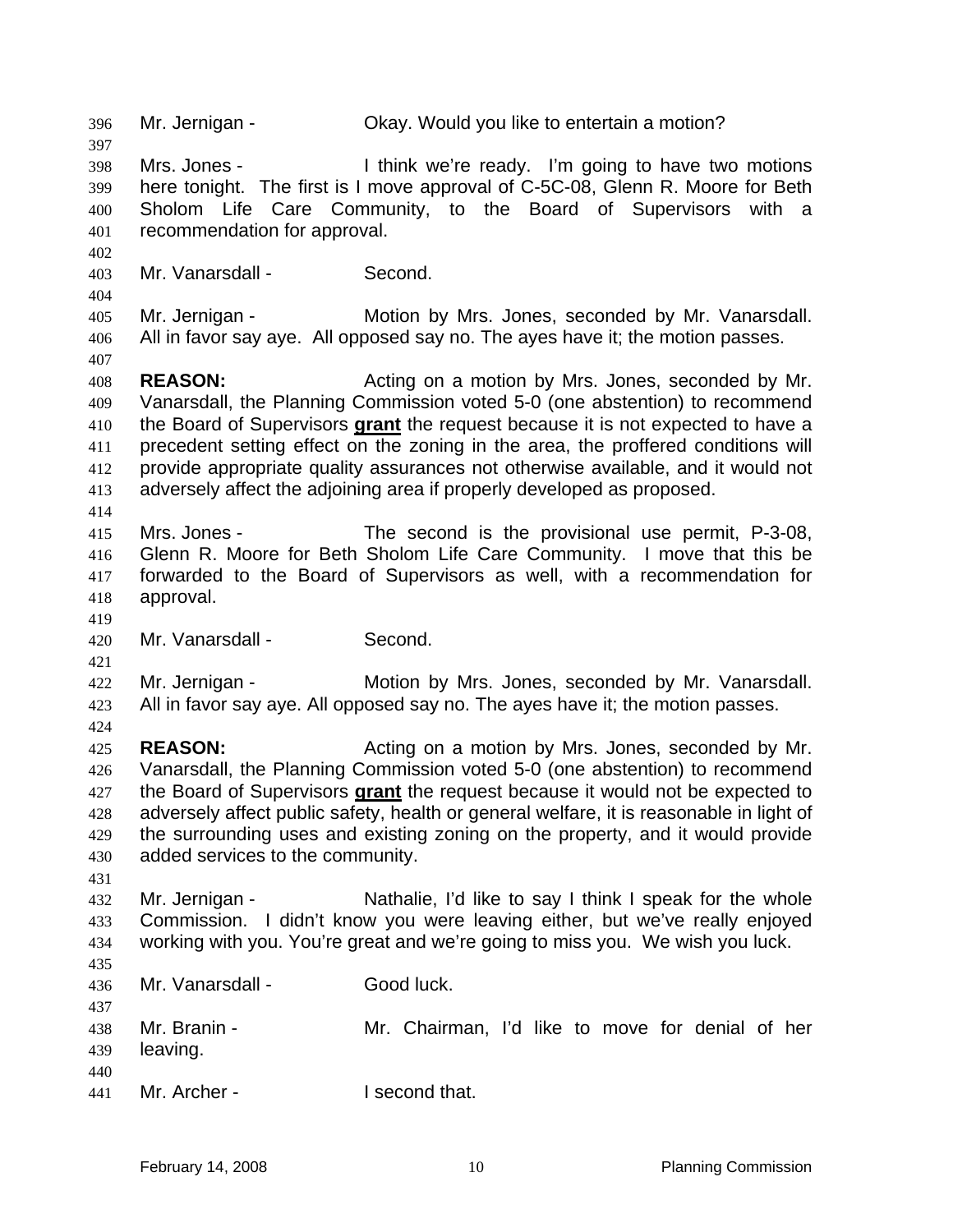Mr. Jernigan - Okay. Would you like to entertain a motion?

Mrs. Jones - I think we're ready. I'm going to have two motions here tonight. The first is I move approval of C-5C-08, Glenn R. Moore for Beth Sholom Life Care Community, to the Board of Supervisors with a recommendation for approval.

Mr. Vanarsdall - Second.

Mr. Jernigan - Motion by Mrs. Jones, seconded by Mr. Vanarsdall. All in favor say aye. All opposed say no. The ayes have it; the motion passes.

**REASON:** Acting on a motion by Mrs. Jones, seconded by Mr. Vanarsdall, the Planning Commission voted 5-0 (one abstention) to recommend the Board of Supervisors **grant** the request because it is not expected to have a precedent setting effect on the zoning in the area, the proffered conditions will provide appropriate quality assurances not otherwise available, and it would not adversely affect the adjoining area if properly developed as proposed.

Mrs. Jones - The second is the provisional use permit, P-3-08, Glenn R. Moore for Beth Sholom Life Care Community. I move that this be forwarded to the Board of Supervisors as well, with a recommendation for approval.

Mr. Vanarsdall - Second.

Mr. Jernigan - Motion by Mrs. Jones, seconded by Mr. Vanarsdall. All in favor say aye. All opposed say no. The ayes have it; the motion passes.

**REASON:** Acting on a motion by Mrs. Jones, seconded by Mr. Vanarsdall, the Planning Commission voted 5-0 (one abstention) to recommend the Board of Supervisors **grant** the request because it would not be expected to adversely affect public safety, health or general welfare, it is reasonable in light of the surrounding uses and existing zoning on the property, and it would provide added services to the community.

Mr. Jernigan - Nathalie, I'd like to say I think I speak for the whole Commission. I didn't know you were leaving either, but we've really enjoyed working with you. You're great and we're going to miss you. We wish you luck.

Mr. Vanarsdall - Good luck.

Mr. Branin - Mr. Chairman, I'd like to move for denial of her leaving.

Mr. Archer - I second that.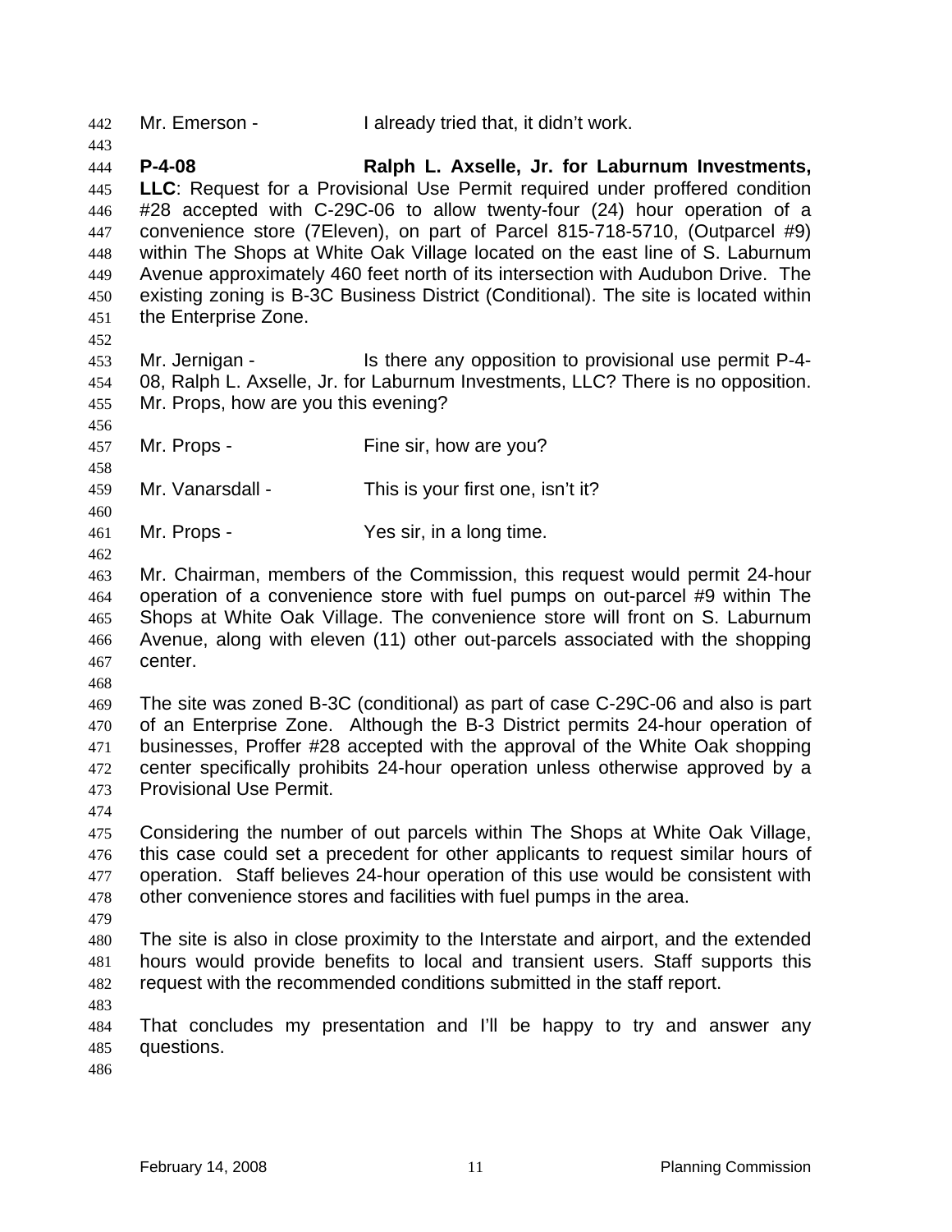Mr. Emerson - I already tried that, it didn't work.

**P-4-08 Ralph L. Axselle, Jr. for Laburnum Investments, LLC**: Request for a Provisional Use Permit required under proffered condition #28 accepted with C-29C-06 to allow twenty-four (24) hour operation of a convenience store (7Eleven), on part of Parcel 815-718-5710, (Outparcel #9) within The Shops at White Oak Village located on the east line of S. Laburnum Avenue approximately 460 feet north of its intersection with Audubon Drive. The existing zoning is B-3C Business District (Conditional). The site is located within the Enterprise Zone.

Mr. Jernigan - Is there any opposition to provisional use permit P-4-08, Ralph L. Axselle, Jr. for Laburnum Investments, LLC? There is no opposition. Mr. Props, how are you this evening?

Mr. Props - Fine sir, how are you?

Mr. Vanarsdall - This is your first one, isn't it?

Mr. Props - Yes sir, in a long time.

Mr. Chairman, members of the Commission, this request would permit 24-hour operation of a convenience store with fuel pumps on out-parcel #9 within The Shops at White Oak Village. The convenience store will front on S. Laburnum Avenue, along with eleven (11) other out-parcels associated with the shopping center.

The site was zoned B-3C (conditional) as part of case C-29C-06 and also is part of an Enterprise Zone. Although the B-3 District permits 24-hour operation of businesses, Proffer #28 accepted with the approval of the White Oak shopping center specifically prohibits 24-hour operation unless otherwise approved by a Provisional Use Permit.

Considering the number of out parcels within The Shops at White Oak Village, this case could set a precedent for other applicants to request similar hours of operation. Staff believes 24-hour operation of this use would be consistent with other convenience stores and facilities with fuel pumps in the area.

The site is also in close proximity to the Interstate and airport, and the extended hours would provide benefits to local and transient users. Staff supports this request with the recommended conditions submitted in the staff report.

That concludes my presentation and I'll be happy to try and answer any questions.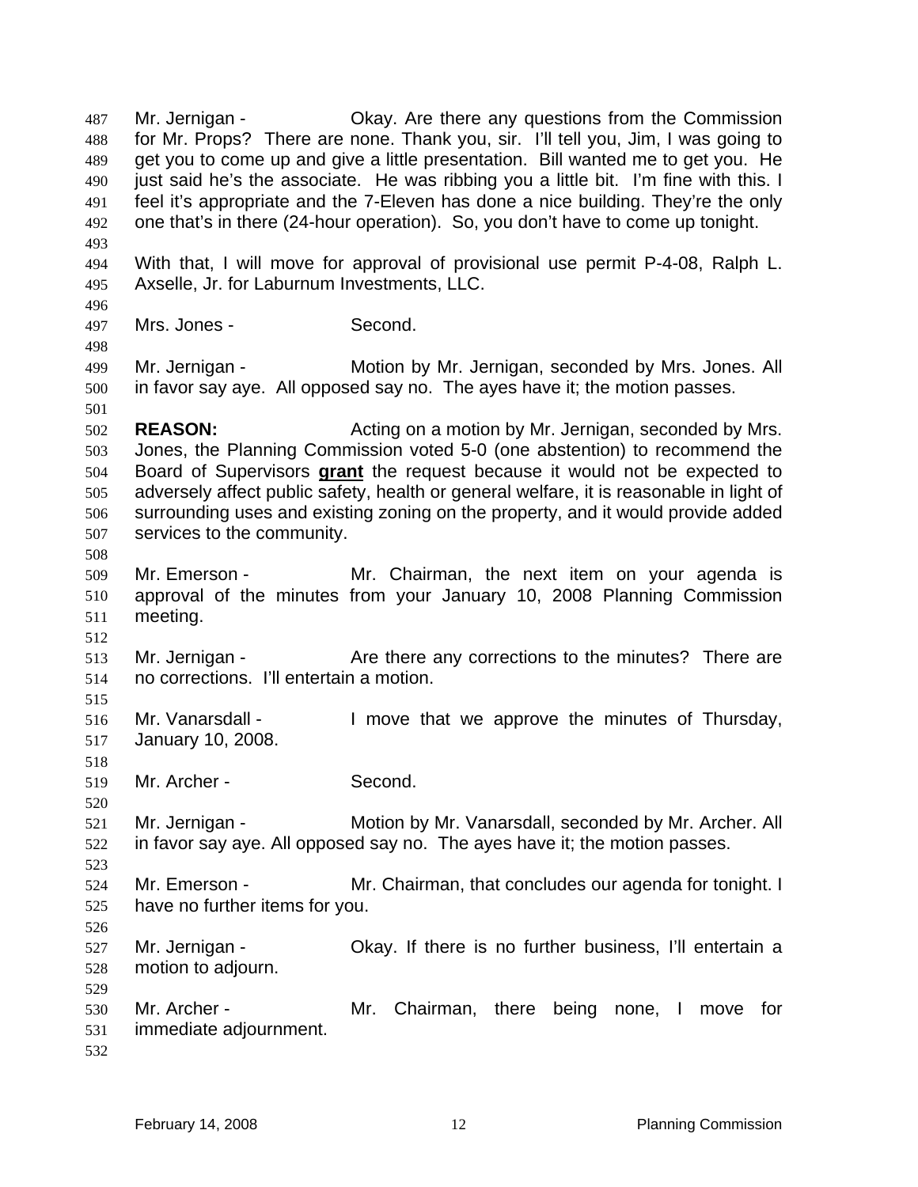Mr. Jernigan - Okay. Are there any questions from the Commission for Mr. Props? There are none. Thank you, sir. I'll tell you, Jim, I was going to get you to come up and give a little presentation. Bill wanted me to get you. He just said he's the associate. He was ribbing you a little bit. I'm fine with this. I feel it's appropriate and the 7-Eleven has done a nice building. They're the only one that's in there (24-hour operation). So, you don't have to come up tonight.

With that, I will move for approval of provisional use permit P-4-08, Ralph L. Axselle, Jr. for Laburnum Investments, LLC.

Mrs. Jones - Second.

Mr. Jernigan - Motion by Mr. Jernigan, seconded by Mrs. Jones. All in favor say aye. All opposed say no. The ayes have it; the motion passes.

**REASON:** Acting on a motion by Mr. Jernigan, seconded by Mrs. Jones, the Planning Commission voted 5-0 (one abstention) to recommend the Board of Supervisors **grant** the request because it would not be expected to adversely affect public safety, health or general welfare, it is reasonable in light of surrounding uses and existing zoning on the property, and it would provide added services to the community.

Mr. Emerson - Mr. Chairman, the next item on your agenda is approval of the minutes from your January 10, 2008 Planning Commission meeting.

Mr. Jernigan - Are there any corrections to the minutes? There are no corrections. I'll entertain a motion.

Mr. Vanarsdall - I move that we approve the minutes of Thursday, January 10, 2008.

Mr. Archer - Second.

Mr. Jernigan - Motion by Mr. Vanarsdall, seconded by Mr. Archer. All in favor say aye. All opposed say no. The ayes have it; the motion passes.

Mr. Emerson - Mr. Chairman, that concludes our agenda for tonight. I have no further items for you.

Mr. Jernigan - Okay. If there is no further business, I'll entertain a motion to adjourn.

Mr. Archer - Mr. Chairman, there being none, I move for immediate adjournment.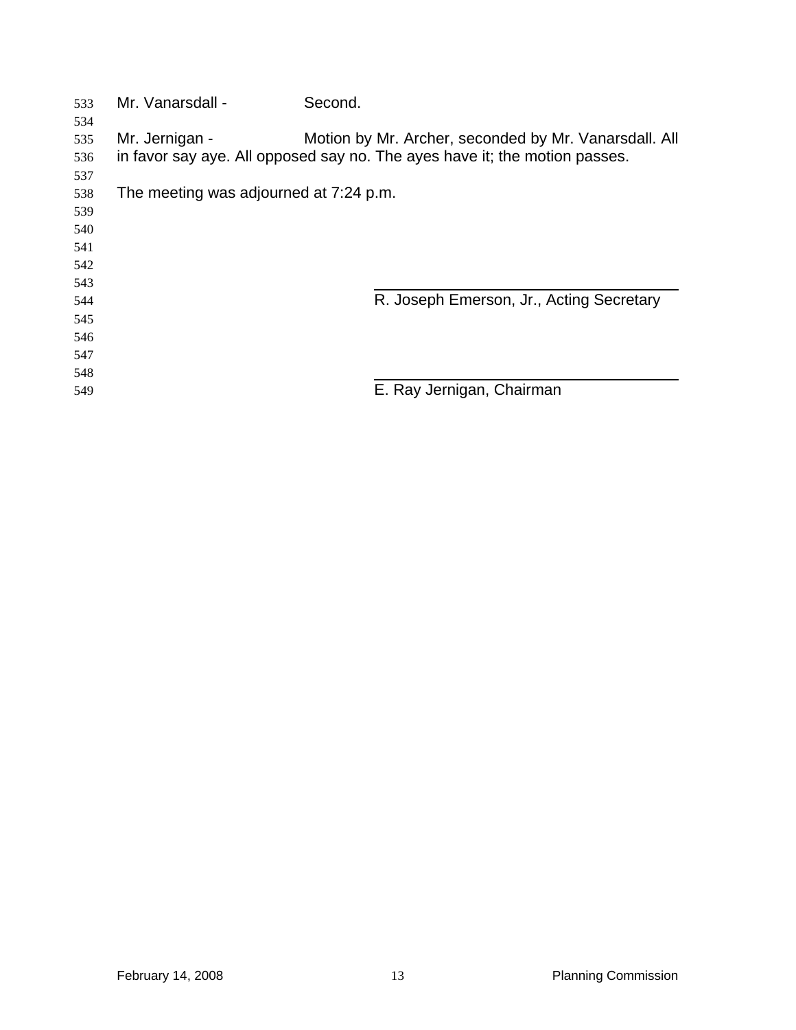Mr. Vanarsdall - Second.

Mr. Jernigan - Motion by Mr. Archer, seconded by Mr. Vanarsdall. All in favor say aye. All opposed say no. The ayes have it; the motion passes.

The meeting was adjourned at 7:24 p.m.

\_\_\_\_\_\_\_\_\_\_\_\_\_\_\_\_\_\_\_\_\_\_\_\_\_\_\_\_\_\_\_\_\_\_\_\_

R. Joseph Emerson, Jr., Acting Secretary

\_\_\_\_\_\_\_\_\_\_\_\_\_\_\_\_\_\_\_\_\_\_\_\_\_\_\_\_\_\_\_\_\_\_\_\_

E. Ray Jernigan, Chairman